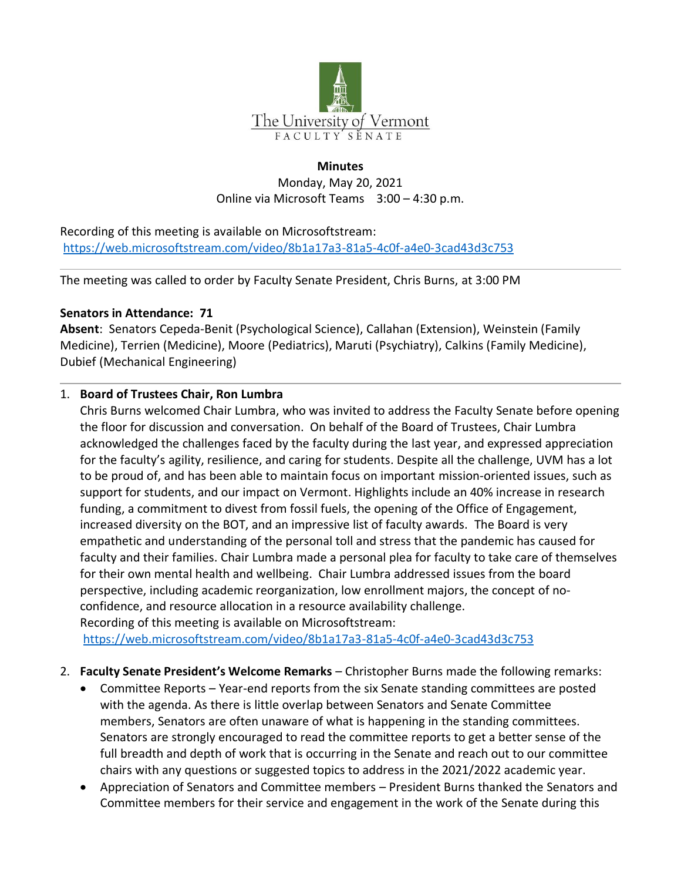The University of Vermont
FACULTY SENATE

**Minutes**

Monday, May 20, 2021

Online via Microsoft Teams 3:00 – 4:30 p.m.

Recording of this meeting is available on Microsoftstream:
https://web.microsoftstream.com/video/8b1a17a3-81a5-4c0f-a4e0-3cad43d3c753

---

The meeting was called to order by Faculty Senate President, Chris Burns, at 3:00 PM

**Senators in Attendance: 71**

**Absent**: Senators Cepeda-Benit (Psychological Science), Callahan (Extension), Weinstein (Family Medicine), Terrien (Medicine), Moore (Pediatrics), Maruti (Psychiatry), Calkins (Family Medicine), Dubief (Mechanical Engineering)

---

1. **Board of Trustees Chair, Ron Lumbra**
   Chris Burns welcomed Chair Lumbra, who was invited to address the Faculty Senate before opening the floor for discussion and conversation. On behalf of the Board of Trustees, Chair Lumbra acknowledged the challenges faced by the faculty during the last year, and expressed appreciation for the faculty's agility, resilience, and caring for students. Despite all the challenge, UVM has a lot to be proud of, and has been able to maintain focus on important mission-oriented issues, such as support for students, and our impact on Vermont. Highlights include an 40% increase in research funding, a commitment to divest from fossil fuels, the opening of the Office of Engagement, increased diversity on the BOT, and an impressive list of faculty awards. The Board is very empathetic and understanding of the personal toll and stress that the pandemic has caused for faculty and their families. Chair Lumbra made a personal plea for faculty to take care of themselves for their own mental health and wellbeing. Chair Lumbra addressed issues from the board perspective, including academic reorganization, low enrollment majors, the concept of no-confidence, and resource allocation in a resource availability challenge.
   Recording of this meeting is available on Microsoftstream:
   https://web.microsoftstream.com/video/8b1a17a3-81a5-4c0f-a4e0-3cad43d3c753

2. **Faculty Senate President's Welcome Remarks** – Christopher Burns made the following remarks:
   - Committee Reports – Year-end reports from the six Senate standing committees are posted with the agenda. As there is little overlap between Senators and Senate Committee members, Senators are often unaware of what is happening in the standing committees. Senators are strongly encouraged to read the committee reports to get a better sense of the full breadth and depth of work that is occurring in the Senate and reach out to our committee chairs with any questions or suggested topics to address in the 2021/2022 academic year.
   - Appreciation of Senators and Committee members – President Burns thanked the Senators and Committee members for their service and engagement in the work of the Senate during this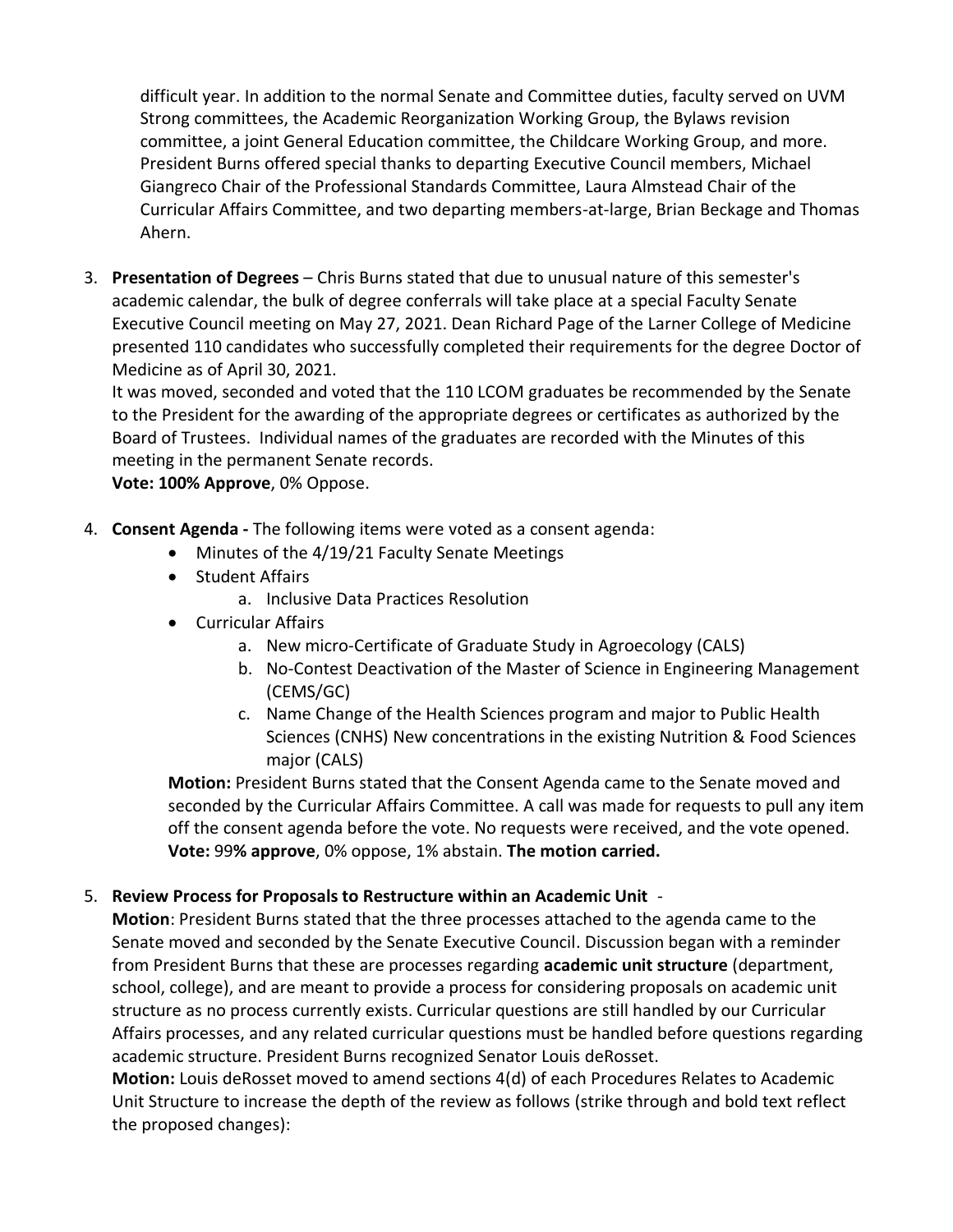difficult year. In addition to the normal Senate and Committee duties, faculty served on UVM Strong committees, the Academic Reorganization Working Group, the Bylaws revision committee, a joint General Education committee, the Childcare Working Group, and more. President Burns offered special thanks to departing Executive Council members, Michael Giangreco Chair of the Professional Standards Committee, Laura Almstead Chair of the Curricular Affairs Committee, and two departing members-at-large, Brian Beckage and Thomas Ahern.

3. **Presentation of Degrees** – Chris Burns stated that due to unusual nature of this semester's academic calendar, the bulk of degree conferrals will take place at a special Faculty Senate Executive Council meeting on May 27, 2021. Dean Richard Page of the Larner College of Medicine presented 110 candidates who successfully completed their requirements for the degree Doctor of Medicine as of April 30, 2021.
   It was moved, seconded and voted that the 110 LCOM graduates be recommended by the Senate to the President for the awarding of the appropriate degrees or certificates as authorized by the Board of Trustees. Individual names of the graduates are recorded with the Minutes of this meeting in the permanent Senate records.
   **Vote: 100% Approve**, 0% Oppose.

4. **Consent Agenda -** The following items were voted as a consent agenda:
   - Minutes of the 4/19/21 Faculty Senate Meetings
   - Student Affairs
     a. Inclusive Data Practices Resolution
   - Curricular Affairs
     a. New micro-Certificate of Graduate Study in Agroecology (CALS)
     b. No-Contest Deactivation of the Master of Science in Engineering Management (CEMS/GC)
     c. Name Change of the Health Sciences program and major to Public Health Sciences (CNHS) New concentrations in the existing Nutrition & Food Sciences major (CALS)

   **Motion:** President Burns stated that the Consent Agenda came to the Senate moved and seconded by the Curricular Affairs Committee. A call was made for requests to pull any item off the consent agenda before the vote. No requests were received, and the vote opened.
   **Vote:** 99**% approve**, 0% oppose, 1% abstain. **The motion carried.**

5. **Review Process for Proposals to Restructure within an Academic Unit** -
   **Motion**: President Burns stated that the three processes attached to the agenda came to the Senate moved and seconded by the Senate Executive Council. Discussion began with a reminder from President Burns that these are processes regarding **academic unit structure** (department, school, college), and are meant to provide a process for considering proposals on academic unit structure as no process currently exists. Curricular questions are still handled by our Curricular Affairs processes, and any related curricular questions must be handled before questions regarding academic structure. President Burns recognized Senator Louis deRosset.
   **Motion:** Louis deRosset moved to amend sections 4(d) of each Procedures Relates to Academic Unit Structure to increase the depth of the review as follows (strike through and bold text reflect the proposed changes):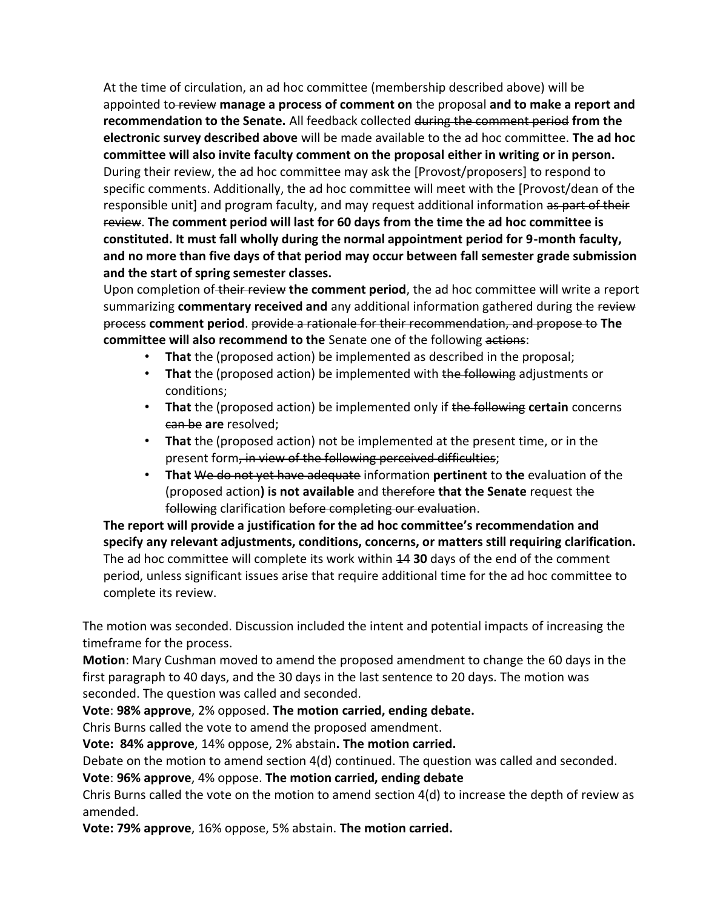At the time of circulation, an ad hoc committee (membership described above) will be appointed to ~~review~~ **manage a process of comment on** the proposal **and to make a report and recommendation to the Senate.** All feedback collected ~~during the comment period~~ **from the electronic survey described above** will be made available to the ad hoc committee. **The ad hoc committee will also invite faculty comment on the proposal either in writing or in person.** During their review, the ad hoc committee may ask the [Provost/proposers] to respond to specific comments. Additionally, the ad hoc committee will meet with the [Provost/dean of the responsible unit] and program faculty, and may request additional information ~~as part of their review~~. **The comment period will last for 60 days from the time the ad hoc committee is constituted. It must fall wholly during the normal appointment period for 9-month faculty, and no more than five days of that period may occur between fall semester grade submission and the start of spring semester classes.**

Upon completion of ~~their review~~ **the comment period**, the ad hoc committee will write a report summarizing **commentary received and** any additional information gathered during the ~~review process~~ **comment period**. ~~provide a rationale for their recommendation, and propose to~~ **The committee will also recommend to the** Senate one of the following ~~actions~~:

- **That** the (proposed action) be implemented as described in the proposal;
- **That** the (proposed action) be implemented with ~~the following~~ adjustments or conditions;
- **That** the (proposed action) be implemented only if ~~the following~~ **certain** concerns ~~can be~~ **are** resolved;
- **That** the (proposed action) not be implemented at the present time, or in the present form~~, in view of the following perceived difficulties~~;
- **That** ~~We do not yet have adequate~~ information **pertinent** to **the** evaluation of the (proposed action**) is not available** and ~~therefore~~ **that the Senate** request ~~the following~~ clarification ~~before completing our evaluation~~.

**The report will provide a justification for the ad hoc committee's recommendation and specify any relevant adjustments, conditions, concerns, or matters still requiring clarification.** The ad hoc committee will complete its work within ~~14~~ **30** days of the end of the comment period, unless significant issues arise that require additional time for the ad hoc committee to complete its review.

The motion was seconded. Discussion included the intent and potential impacts of increasing the timeframe for the process.

**Motion**: Mary Cushman moved to amend the proposed amendment to change the 60 days in the first paragraph to 40 days, and the 30 days in the last sentence to 20 days. The motion was seconded. The question was called and seconded.

**Vote**: **98% approve**, 2% opposed. **The motion carried, ending debate.**

Chris Burns called the vote to amend the proposed amendment.

**Vote: 84% approve**, 14% oppose, 2% abstain**. The motion carried.**

Debate on the motion to amend section 4(d) continued. The question was called and seconded.

**Vote**: **96% approve**, 4% oppose. **The motion carried, ending debate**

Chris Burns called the vote on the motion to amend section 4(d) to increase the depth of review as amended.

**Vote: 79% approve**, 16% oppose, 5% abstain. **The motion carried.**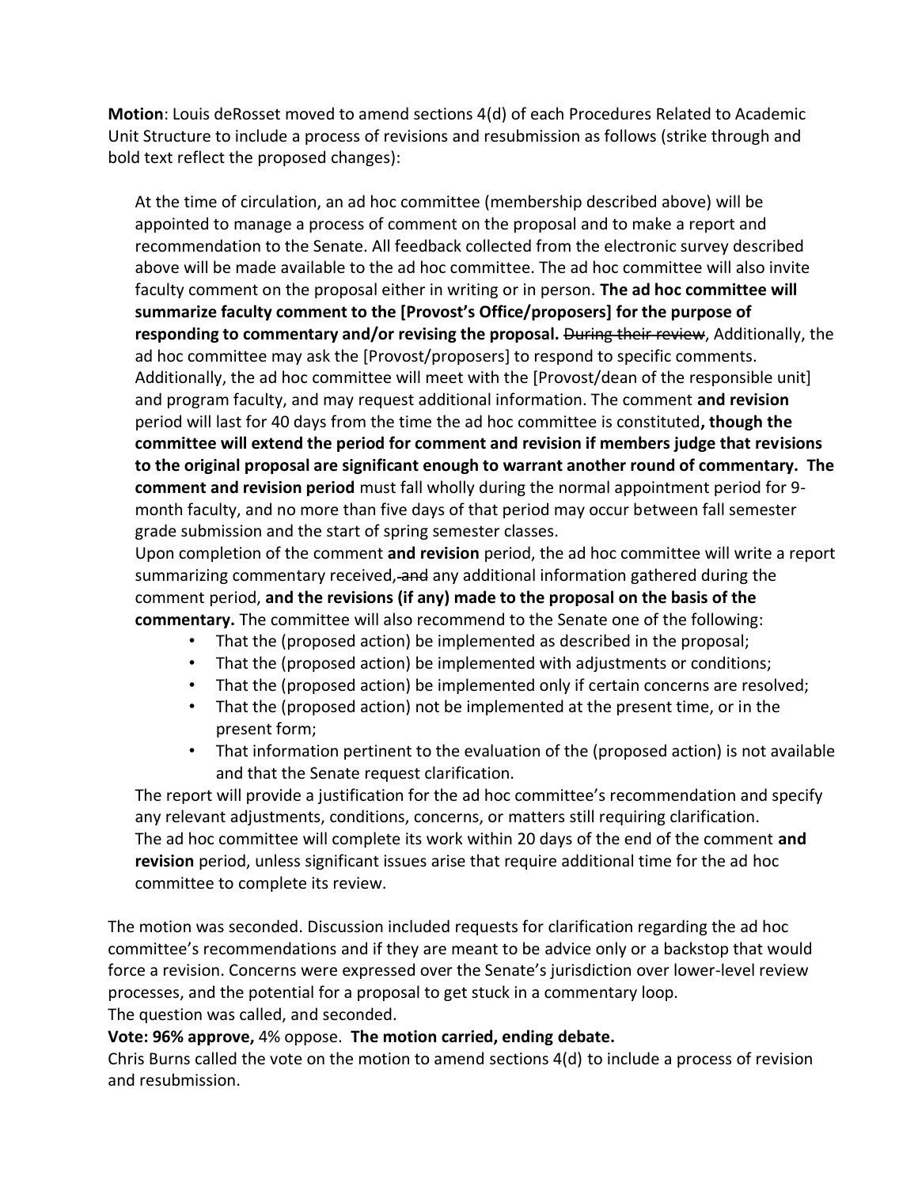**Motion**: Louis deRosset moved to amend sections 4(d) of each Procedures Related to Academic Unit Structure to include a process of revisions and resubmission as follows (strike through and bold text reflect the proposed changes):

> At the time of circulation, an ad hoc committee (membership described above) will be appointed to manage a process of comment on the proposal and to make a report and recommendation to the Senate. All feedback collected from the electronic survey described above will be made available to the ad hoc committee. The ad hoc committee will also invite faculty comment on the proposal either in writing or in person. **The ad hoc committee will summarize faculty comment to the [Provost's Office/proposers] for the purpose of responding to commentary and/or revising the proposal.** ~~During their review~~, Additionally, the ad hoc committee may ask the [Provost/proposers] to respond to specific comments. Additionally, the ad hoc committee will meet with the [Provost/dean of the responsible unit] and program faculty, and may request additional information. The comment **and revision** period will last for 40 days from the time the ad hoc committee is constituted**, though the committee will extend the period for comment and revision if members judge that revisions to the original proposal are significant enough to warrant another round of commentary. The comment and revision period** must fall wholly during the normal appointment period for 9-month faculty, and no more than five days of that period may occur between fall semester grade submission and the start of spring semester classes.
>
> Upon completion of the comment **and revision** period, the ad hoc committee will write a report summarizing commentary received, ~~and~~ any additional information gathered during the comment period, **and the revisions (if any) made to the proposal on the basis of the commentary.** The committee will also recommend to the Senate one of the following:
>
> - That the (proposed action) be implemented as described in the proposal;
> - That the (proposed action) be implemented with adjustments or conditions;
> - That the (proposed action) be implemented only if certain concerns are resolved;
> - That the (proposed action) not be implemented at the present time, or in the present form;
> - That information pertinent to the evaluation of the (proposed action) is not available and that the Senate request clarification.
>
> The report will provide a justification for the ad hoc committee's recommendation and specify any relevant adjustments, conditions, concerns, or matters still requiring clarification.
>
> The ad hoc committee will complete its work within 20 days of the end of the comment **and revision** period, unless significant issues arise that require additional time for the ad hoc committee to complete its review.

The motion was seconded. Discussion included requests for clarification regarding the ad hoc committee's recommendations and if they are meant to be advice only or a backstop that would force a revision. Concerns were expressed over the Senate's jurisdiction over lower-level review processes, and the potential for a proposal to get stuck in a commentary loop.

The question was called, and seconded.

**Vote: 96% approve,** 4% oppose. **The motion carried, ending debate.**

Chris Burns called the vote on the motion to amend sections 4(d) to include a process of revision and resubmission.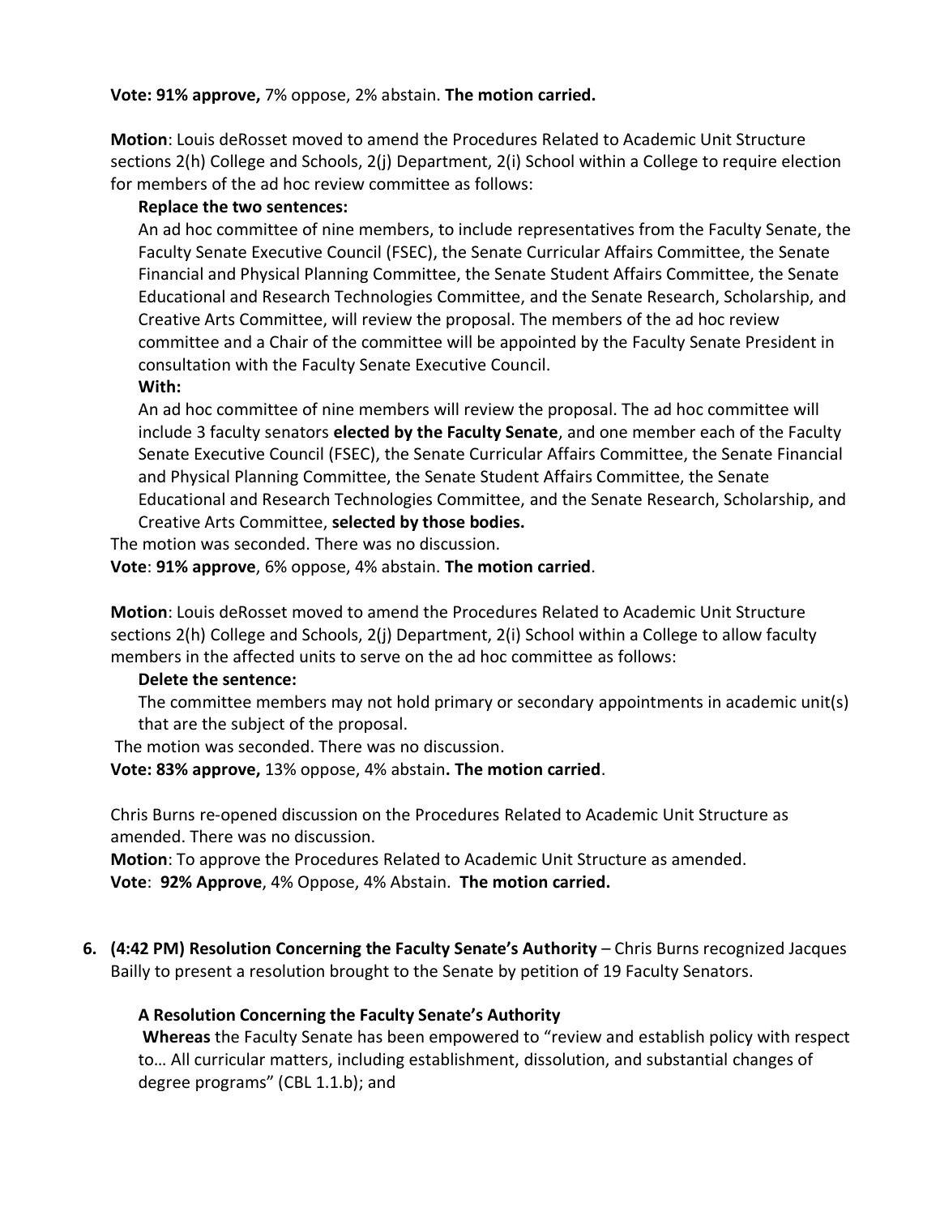**Vote: 91% approve,** 7% oppose, 2% abstain. **The motion carried.**

**Motion**: Louis deRosset moved to amend the Procedures Related to Academic Unit Structure sections 2(h) College and Schools, 2(j) Department, 2(i) School within a College to require election for members of the ad hoc review committee as follows:

> **Replace the two sentences:**
>
> An ad hoc committee of nine members, to include representatives from the Faculty Senate, the Faculty Senate Executive Council (FSEC), the Senate Curricular Affairs Committee, the Senate Financial and Physical Planning Committee, the Senate Student Affairs Committee, the Senate Educational and Research Technologies Committee, and the Senate Research, Scholarship, and Creative Arts Committee, will review the proposal. The members of the ad hoc review committee and a Chair of the committee will be appointed by the Faculty Senate President in consultation with the Faculty Senate Executive Council.
>
> **With:**
>
> An ad hoc committee of nine members will review the proposal. The ad hoc committee will include 3 faculty senators **elected by the Faculty Senate**, and one member each of the Faculty Senate Executive Council (FSEC), the Senate Curricular Affairs Committee, the Senate Financial and Physical Planning Committee, the Senate Student Affairs Committee, the Senate Educational and Research Technologies Committee, and the Senate Research, Scholarship, and Creative Arts Committee, **selected by those bodies.**

The motion was seconded. There was no discussion.

**Vote**: **91% approve**, 6% oppose, 4% abstain. **The motion carried**.

**Motion**: Louis deRosset moved to amend the Procedures Related to Academic Unit Structure sections 2(h) College and Schools, 2(j) Department, 2(i) School within a College to allow faculty members in the affected units to serve on the ad hoc committee as follows:

> **Delete the sentence:**
>
> The committee members may not hold primary or secondary appointments in academic unit(s) that are the subject of the proposal.

The motion was seconded. There was no discussion.

**Vote: 83% approve,** 13% oppose, 4% abstain**. The motion carried**.

Chris Burns re-opened discussion on the Procedures Related to Academic Unit Structure as amended. There was no discussion.

**Motion**: To approve the Procedures Related to Academic Unit Structure as amended.

**Vote**: **92% Approve**, 4% Oppose, 4% Abstain. **The motion carried.**

6. **(4:42 PM) Resolution Concerning the Faculty Senate's Authority** – Chris Burns recognized Jacques Bailly to present a resolution brought to the Senate by petition of 19 Faculty Senators.

   **A Resolution Concerning the Faculty Senate's Authority**

   **Whereas** the Faculty Senate has been empowered to "review and establish policy with respect to… All curricular matters, including establishment, dissolution, and substantial changes of degree programs" (CBL 1.1.b); and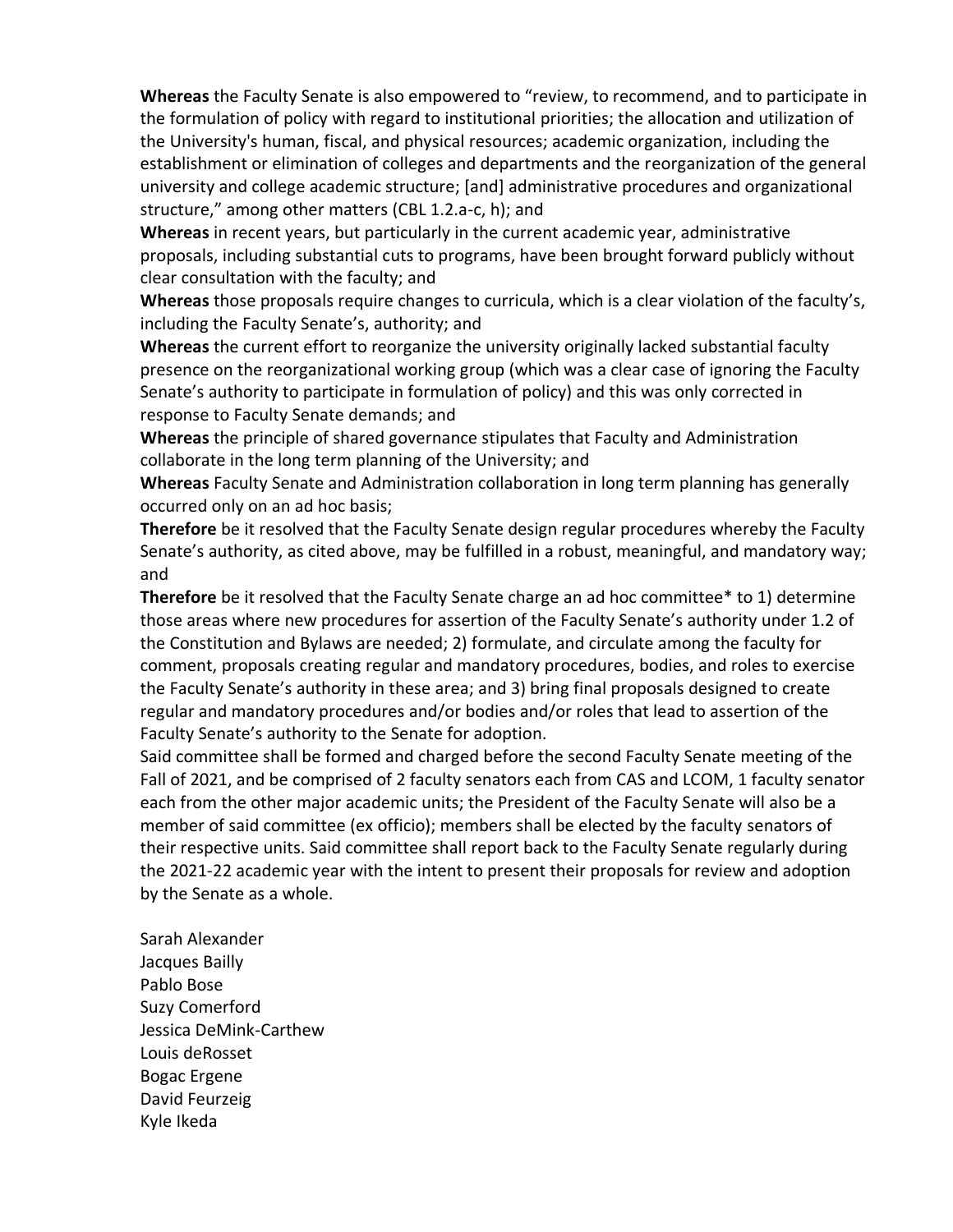**Whereas** the Faculty Senate is also empowered to "review, to recommend, and to participate in the formulation of policy with regard to institutional priorities; the allocation and utilization of the University's human, fiscal, and physical resources; academic organization, including the establishment or elimination of colleges and departments and the reorganization of the general university and college academic structure; [and] administrative procedures and organizational structure," among other matters (CBL 1.2.a-c, h); and

**Whereas** in recent years, but particularly in the current academic year, administrative proposals, including substantial cuts to programs, have been brought forward publicly without clear consultation with the faculty; and

**Whereas** those proposals require changes to curricula, which is a clear violation of the faculty's, including the Faculty Senate's, authority; and

**Whereas** the current effort to reorganize the university originally lacked substantial faculty presence on the reorganizational working group (which was a clear case of ignoring the Faculty Senate's authority to participate in formulation of policy) and this was only corrected in response to Faculty Senate demands; and

**Whereas** the principle of shared governance stipulates that Faculty and Administration collaborate in the long term planning of the University; and

**Whereas** Faculty Senate and Administration collaboration in long term planning has generally occurred only on an ad hoc basis;

**Therefore** be it resolved that the Faculty Senate design regular procedures whereby the Faculty Senate's authority, as cited above, may be fulfilled in a robust, meaningful, and mandatory way; and

**Therefore** be it resolved that the Faculty Senate charge an ad hoc committee* to 1) determine those areas where new procedures for assertion of the Faculty Senate's authority under 1.2 of the Constitution and Bylaws are needed; 2) formulate, and circulate among the faculty for comment, proposals creating regular and mandatory procedures, bodies, and roles to exercise the Faculty Senate's authority in these area; and 3) bring final proposals designed to create regular and mandatory procedures and/or bodies and/or roles that lead to assertion of the Faculty Senate's authority to the Senate for adoption.

Said committee shall be formed and charged before the second Faculty Senate meeting of the Fall of 2021, and be comprised of 2 faculty senators each from CAS and LCOM, 1 faculty senator each from the other major academic units; the President of the Faculty Senate will also be a member of said committee (ex officio); members shall be elected by the faculty senators of their respective units. Said committee shall report back to the Faculty Senate regularly during the 2021-22 academic year with the intent to present their proposals for review and adoption by the Senate as a whole.

Sarah Alexander
Jacques Bailly
Pablo Bose
Suzy Comerford
Jessica DeMink-Carthew
Louis deRosset
Bogac Ergene
David Feurzeig
Kyle Ikeda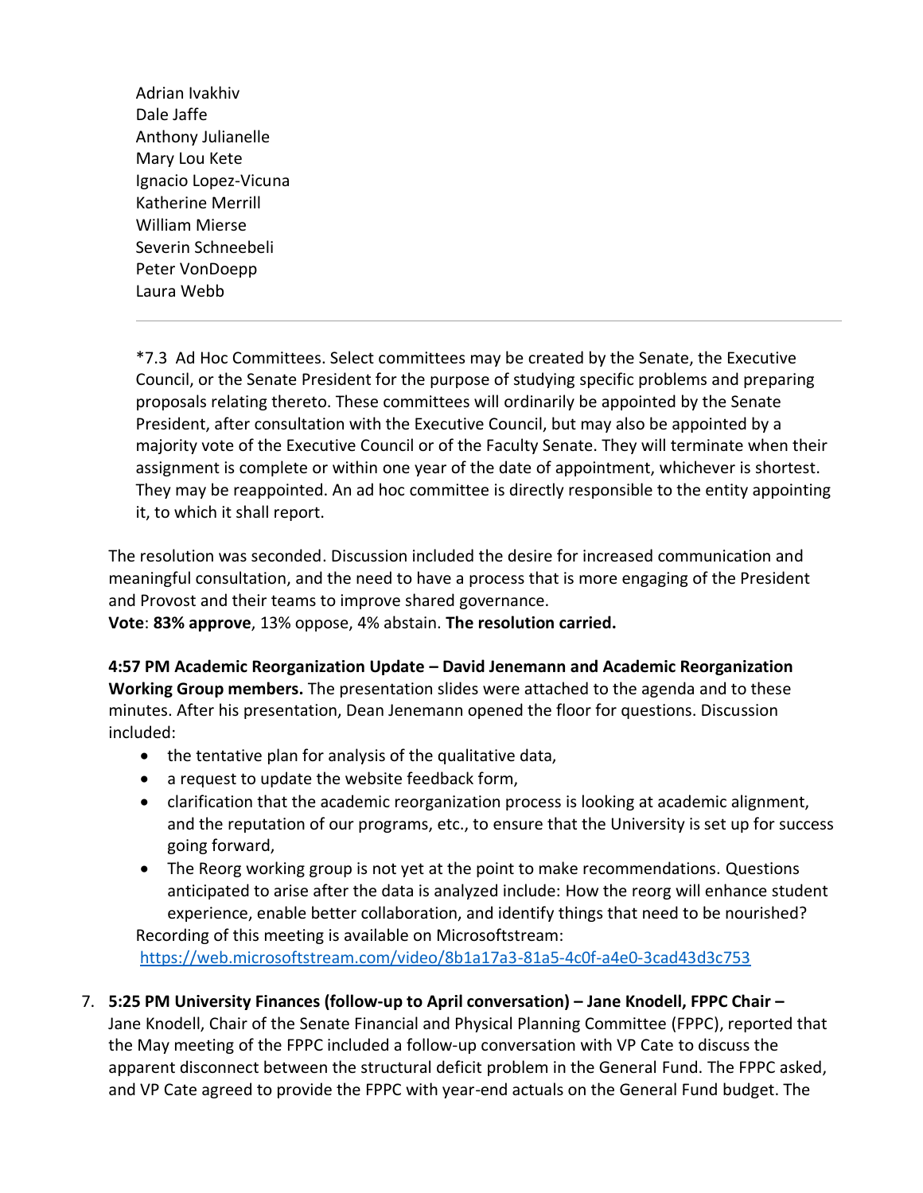Adrian Ivakhiv
Dale Jaffe
Anthony Julianelle
Mary Lou Kete
Ignacio Lopez-Vicuna
Katherine Merrill
William Mierse
Severin Schneebeli
Peter VonDoepp
Laura Webb

---

*7.3 Ad Hoc Committees. Select committees may be created by the Senate, the Executive Council, or the Senate President for the purpose of studying specific problems and preparing proposals relating thereto. These committees will ordinarily be appointed by the Senate President, after consultation with the Executive Council, but may also be appointed by a majority vote of the Executive Council or of the Faculty Senate. They will terminate when their assignment is complete or within one year of the date of appointment, whichever is shortest. They may be reappointed. An ad hoc committee is directly responsible to the entity appointing it, to which it shall report.

The resolution was seconded. Discussion included the desire for increased communication and meaningful consultation, and the need to have a process that is more engaging of the President and Provost and their teams to improve shared governance.
**Vote**: **83% approve**, 13% oppose, 4% abstain. **The resolution carried.**

**4:57 PM Academic Reorganization Update – David Jenemann and Academic Reorganization Working Group members.** The presentation slides were attached to the agenda and to these minutes. After his presentation, Dean Jenemann opened the floor for questions. Discussion included:

- the tentative plan for analysis of the qualitative data,
- a request to update the website feedback form,
- clarification that the academic reorganization process is looking at academic alignment, and the reputation of our programs, etc., to ensure that the University is set up for success going forward,
- The Reorg working group is not yet at the point to make recommendations. Questions anticipated to arise after the data is analyzed include: How the reorg will enhance student experience, enable better collaboration, and identify things that need to be nourished?

Recording of this meeting is available on Microsoftstream:
https://web.microsoftstream.com/video/8b1a17a3-81a5-4c0f-a4e0-3cad43d3c753

7. **5:25 PM University Finances (follow-up to April conversation) – Jane Knodell, FPPC Chair –** Jane Knodell, Chair of the Senate Financial and Physical Planning Committee (FPPC), reported that the May meeting of the FPPC included a follow-up conversation with VP Cate to discuss the apparent disconnect between the structural deficit problem in the General Fund. The FPPC asked, and VP Cate agreed to provide the FPPC with year-end actuals on the General Fund budget. The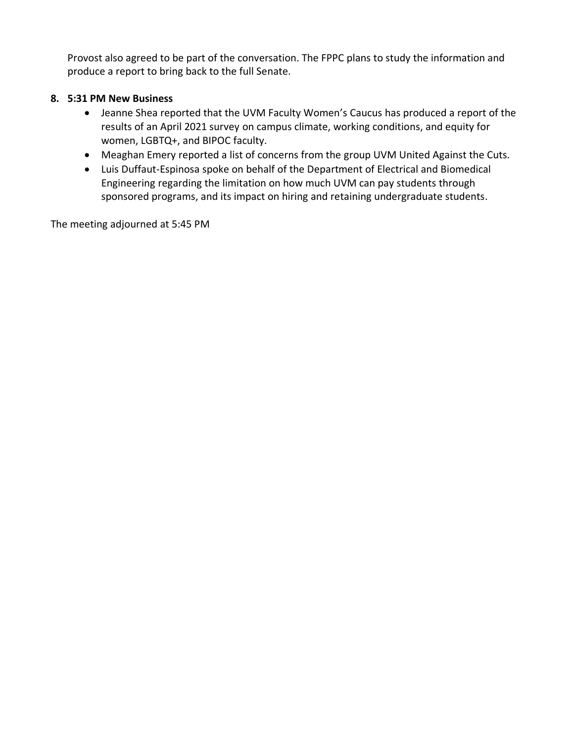Provost also agreed to be part of the conversation. The FPPC plans to study the information and produce a report to bring back to the full Senate.

**8. 5:31 PM New Business**

- Jeanne Shea reported that the UVM Faculty Women's Caucus has produced a report of the results of an April 2021 survey on campus climate, working conditions, and equity for women, LGBTQ+, and BIPOC faculty.
- Meaghan Emery reported a list of concerns from the group UVM United Against the Cuts.
- Luis Duffaut-Espinosa spoke on behalf of the Department of Electrical and Biomedical Engineering regarding the limitation on how much UVM can pay students through sponsored programs, and its impact on hiring and retaining undergraduate students.

The meeting adjourned at 5:45 PM